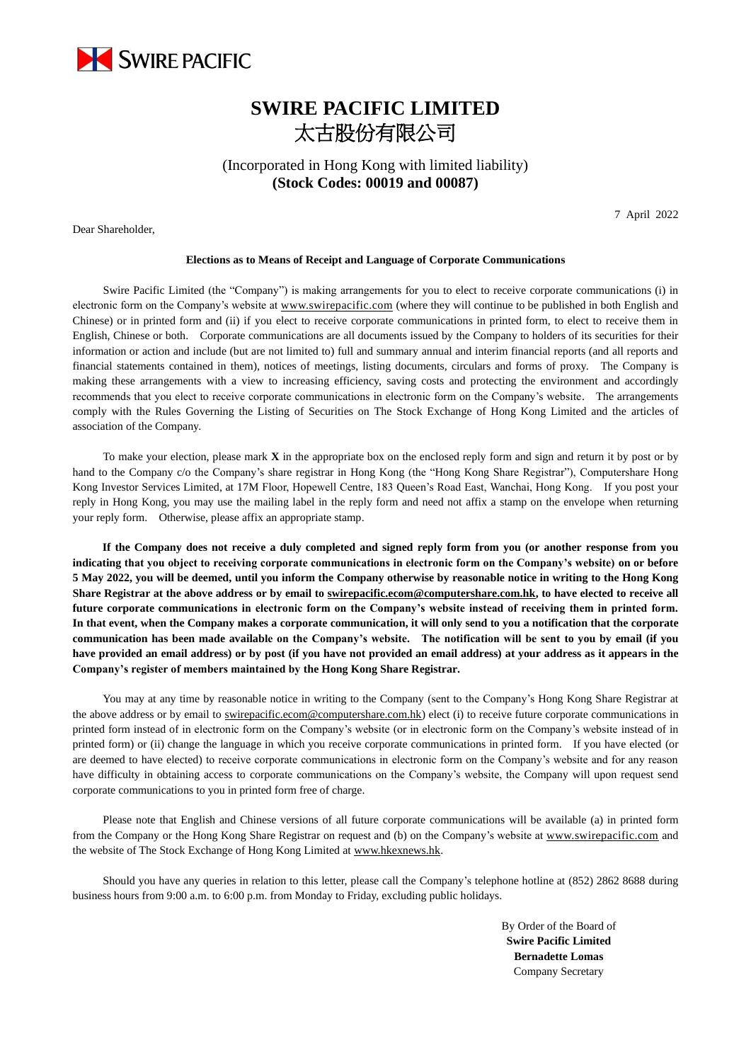SWIRE PACIFIC

# SWIRE PACIFIC LIMITED
# 太古股份有限公司

(Incorporated in Hong Kong with limited liability)
**(Stock Codes: 00019 and 00087)**

7 April 2022

Dear Shareholder,

**Elections as to Means of Receipt and Language of Corporate Communications**

Swire Pacific Limited (the "Company") is making arrangements for you to elect to receive corporate communications (i) in electronic form on the Company's website at www.swirepacific.com (where they will continue to be published in both English and Chinese) or in printed form and (ii) if you elect to receive corporate communications in printed form, to elect to receive them in English, Chinese or both. Corporate communications are all documents issued by the Company to holders of its securities for their information or action and include (but are not limited to) full and summary annual and interim financial reports (and all reports and financial statements contained in them), notices of meetings, listing documents, circulars and forms of proxy. The Company is making these arrangements with a view to increasing efficiency, saving costs and protecting the environment and accordingly recommends that you elect to receive corporate communications in electronic form on the Company's website. The arrangements comply with the Rules Governing the Listing of Securities on The Stock Exchange of Hong Kong Limited and the articles of association of the Company.

To make your election, please mark **X** in the appropriate box on the enclosed reply form and sign and return it by post or by hand to the Company c/o the Company's share registrar in Hong Kong (the "Hong Kong Share Registrar"), Computershare Hong Kong Investor Services Limited, at 17M Floor, Hopewell Centre, 183 Queen's Road East, Wanchai, Hong Kong. If you post your reply in Hong Kong, you may use the mailing label in the reply form and need not affix a stamp on the envelope when returning your reply form. Otherwise, please affix an appropriate stamp.

**If the Company does not receive a duly completed and signed reply form from you (or another response from you indicating that you object to receiving corporate communications in electronic form on the Company's website) on or before 5 May 2022, you will be deemed, until you inform the Company otherwise by reasonable notice in writing to the Hong Kong Share Registrar at the above address or by email to swirepacific.ecom@computershare.com.hk, to have elected to receive all future corporate communications in electronic form on the Company's website instead of receiving them in printed form. In that event, when the Company makes a corporate communication, it will only send to you a notification that the corporate communication has been made available on the Company's website. The notification will be sent to you by email (if you have provided an email address) or by post (if you have not provided an email address) at your address as it appears in the Company's register of members maintained by the Hong Kong Share Registrar.**

You may at any time by reasonable notice in writing to the Company (sent to the Company's Hong Kong Share Registrar at the above address or by email to swirepacific.ecom@computershare.com.hk) elect (i) to receive future corporate communications in printed form instead of in electronic form on the Company's website (or in electronic form on the Company's website instead of in printed form) or (ii) change the language in which you receive corporate communications in printed form. If you have elected (or are deemed to have elected) to receive corporate communications in electronic form on the Company's website and for any reason have difficulty in obtaining access to corporate communications on the Company's website, the Company will upon request send corporate communications to you in printed form free of charge.

Please note that English and Chinese versions of all future corporate communications will be available (a) in printed form from the Company or the Hong Kong Share Registrar on request and (b) on the Company's website at www.swirepacific.com and the website of The Stock Exchange of Hong Kong Limited at www.hkexnews.hk.

Should you have any queries in relation to this letter, please call the Company's telephone hotline at (852) 2862 8688 during business hours from 9:00 a.m. to 6:00 p.m. from Monday to Friday, excluding public holidays.

By Order of the Board of
**Swire Pacific Limited**
**Bernadette Lomas**
Company Secretary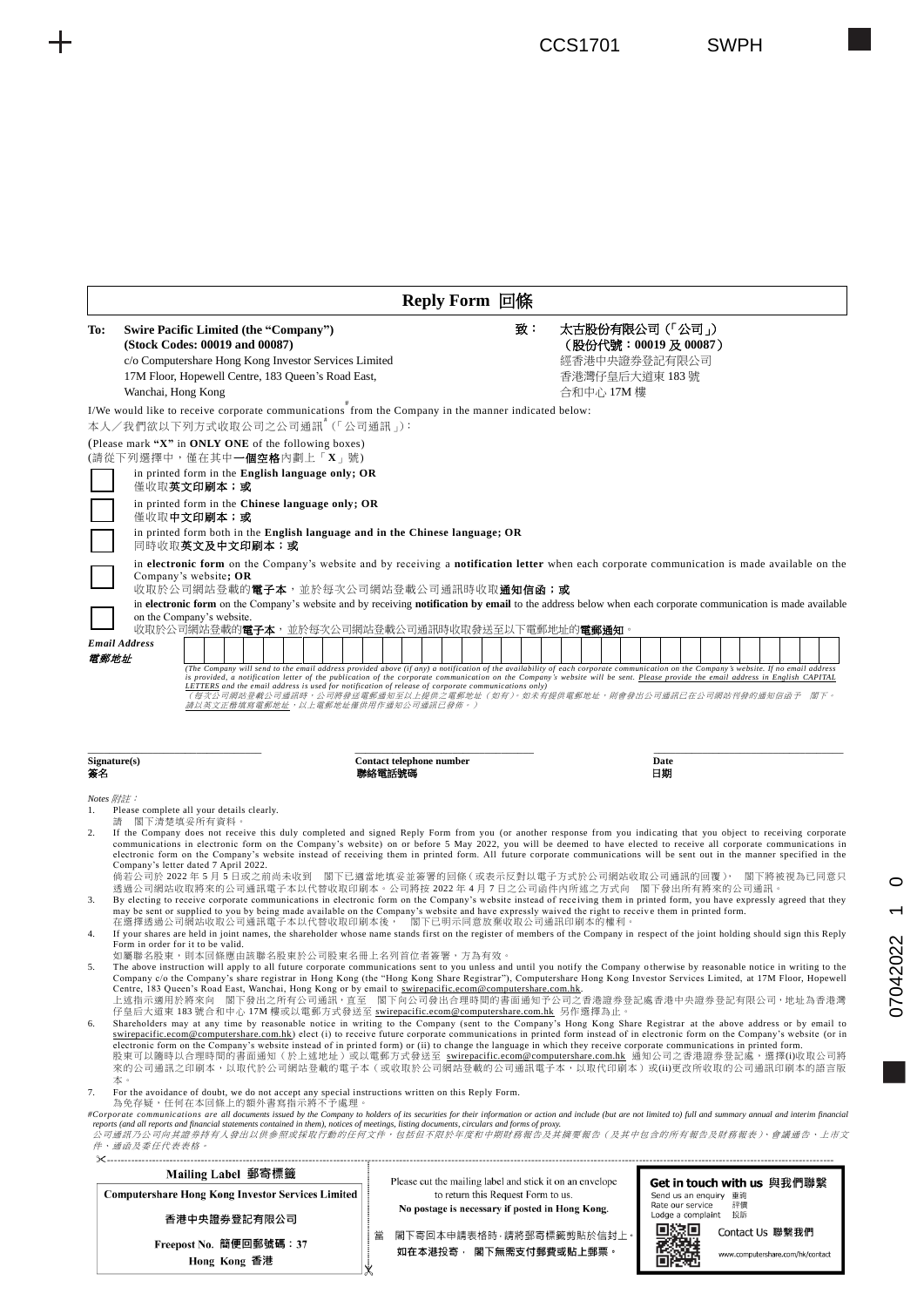# Reply Form 回條

**To:** **Swire Pacific Limited (the "Company")**
**(Stock Codes: 00019 and 00087)**
c/o Computershare Hong Kong Investor Services Limited
17M Floor, Hopewell Centre, 183 Queen's Road East,
Wanchai, Hong Kong

**致：** **太古股份有限公司（「公司」）**
**（股份代號：00019 及 00087）**
經香港中央證券登記有限公司
香港灣仔皇后大道東 183 號
合和中心 17M 樓

I/We would like to receive corporate communications# from the Company in the manner indicated below:
本人／我們欲以下列方式收取公司之公司通訊#（「公司通訊」）：

(Please mark **"X"** in **ONLY ONE** of the following boxes)
(請從下列選擇中，僅在其中**一個空格**內劃上「**X**」號)

☐ in printed form in the **English language only; OR**
僅收取**英文印刷本；或**

☐ in printed form in the **Chinese language only; OR**
僅收取**中文印刷本；或**

☐ in printed form both in the **English language and in the Chinese language; OR**
同時收取**英文及中文印刷本；或**

☐ in **electronic form** on the Company's website and by receiving a **notification letter** when each corporate communication is made available on the Company's website**; OR**
收取於公司網站登載的**電子本**，並於每次公司網站登載公司通訊時收取**通知信函；或**

☐ in **electronic form** on the Company's website and by receiving **notification by email** to the address below when each corporate communication is made available on the Company's website.
收取於公司網站登載的**電子本**，並於每次公司網站登載公司通訊時收取發送至以下電郵地址的**電郵通知**。

***Email Address***
***電郵地址***

*(The Company will send to the email address provided above (if any) a notification of the availability of each corporate communication on the Company's website. If no email address is provided, a notification letter of the publication of the corporate communication on the Company's website will be sent. Please provide the email address in English CAPITAL LETTERS and the email address is used for notification of release of corporate communications only)*
*（每次公司網站登載公司通訊時，公司將發送電郵通知至以上提供之電郵地址（如有）。如未有提供電郵地址，則會發出公司通訊已在公司網站刊發的通知信函予　閣下。請以英文正楷填寫電郵地址，以上電郵地址僅供用作通知公司通訊已發佈。）*

**Signature(s)**
**簽名**

**Contact telephone number**
**聯絡電話號碼**

**Date**
**日期**

*Notes 附註：*

1. Please complete all your details clearly.
請　閣下清楚填妥所有資料。
2. If the Company does not receive this duly completed and signed Reply Form from you (or another response from you indicating that you object to receiving corporate communications in electronic form on the Company's website) on or before 5 May 2022, you will be deemed to have elected to receive all corporate communications in electronic form on the Company's website instead of receiving them in printed form. All future corporate communications will be sent out in the manner specified in the Company's letter dated 7 April 2022.
倘若公司於 2022 年 5 月 5 日或之前尚未收到　閣下已適當地填妥並簽署的回條（或表示反對以電子方式於公司網站收取公司通訊的回覆），　閣下將被視為已同意只透過公司網站收取將來的公司通訊電子本以代替收取印刷本。公司將按 2022 年 4 月 7 日之公司函件內所述之方式向　閣下發出所有將來的公司通訊。
3. By electing to receive corporate communications in electronic form on the Company's website instead of receiving them in printed form, you have expressly agreed that they may be sent or supplied to you by being made available on the Company's website and have expressly waived the right to receive them in printed form.
在選擇透過公司網站收取公司通訊電子本以代替收取印刷本後，　閣下已明示同意放棄收取公司通訊印刷本的權利。
4. If your shares are held in joint names, the shareholder whose name stands first on the register of members of the Company in respect of the joint holding should sign this Reply Form in order for it to be valid.
如屬聯名股東，則本回條應由該聯名股東於公司股東名冊上名列首位者簽署，方為有效。
5. The above instruction will apply to all future corporate communications sent to you unless and until you notify the Company otherwise by reasonable notice in writing to the Company c/o the Company's share registrar in Hong Kong (the "Hong Kong Share Registrar"), Computershare Hong Kong Investor Services Limited, at 17M Floor, Hopewell Centre, 183 Queen's Road East, Wanchai, Hong Kong or by email to swirepacific.ecom@computershare.com.hk.
上述指示適用於將來向　閣下發出之所有公司通訊，直至　閣下向公司發出合理時間的書面通知予公司之香港證券登記處香港中央證券登記有限公司，地址為香港灣仔皇后大道東 183 號合和中心 17M 樓或以電郵方式發送至 swirepacific.ecom@computershare.com.hk 另作選擇為止。
6. Shareholders may at any time by reasonable notice in writing to the Company (sent to the Company's Hong Kong Share Registrar at the above address or by email to swirepacific.ecom@computershare.com.hk) elect (i) to receive future corporate communications in printed form instead of in electronic form on the Company's website (or in electronic form on the Company's website instead of in printed form) or (ii) to change the language in which they receive corporate communications in printed form.
股東可以隨時以合理時間的書面通知（於上述地址）或以電郵方式發送至 swirepacific.ecom@computershare.com.hk 通知公司之香港證券登記處，選擇(i)收取公司將來的公司通訊之印刷本，以取代於公司網站登載的電子本（或收取於公司網站登載的公司通訊電子本，以取代印刷本）或(ii)更改所收取的公司通訊印刷本的語言版本。
7. For the avoidance of doubt, we do not accept any special instructions written on this Reply Form.
為免存疑，任何在本回條上的額外書寫指示將不予處理。

*#Corporate communications are all documents issued by the Company to holders of its securities for their information or action and include (but are not limited to) full and summary annual and interim financial reports (and all reports and financial statements contained in them), notices of meetings, listing documents, circulars and forms of proxy.*
*公司通訊乃公司向其證券持有人發出以供參照或採取行動的任何文件，包括但不限於年度和中期財務報告及其摘要報告（及其中包含的所有報告及財務報表）、會議通告、上市文件、通函及委任代表表格。*

**Mailing Label 郵寄標籤**

**Computershare Hong Kong Investor Services Limited**
**香港中央證券登記有限公司**
**Freepost No. 簡便回郵號碼：37**
**Hong Kong 香港**

Please cut the mailing label and stick it on an envelope to return this Request Form to us.
**No postage is necessary if posted in Hong Kong.**
當　閣下寄回本申請表格時，請將郵寄標籤剪貼於信封上。
**如在本港投寄，　閣下無需支付郵費或貼上郵票。**

**Get in touch with us 與我們聯繫**
Send us an enquiry 查詢
Rate our service 評價
Lodge a complaint 投訴
Contact Us 聯繫我們
www.computershare.com/hk/contact